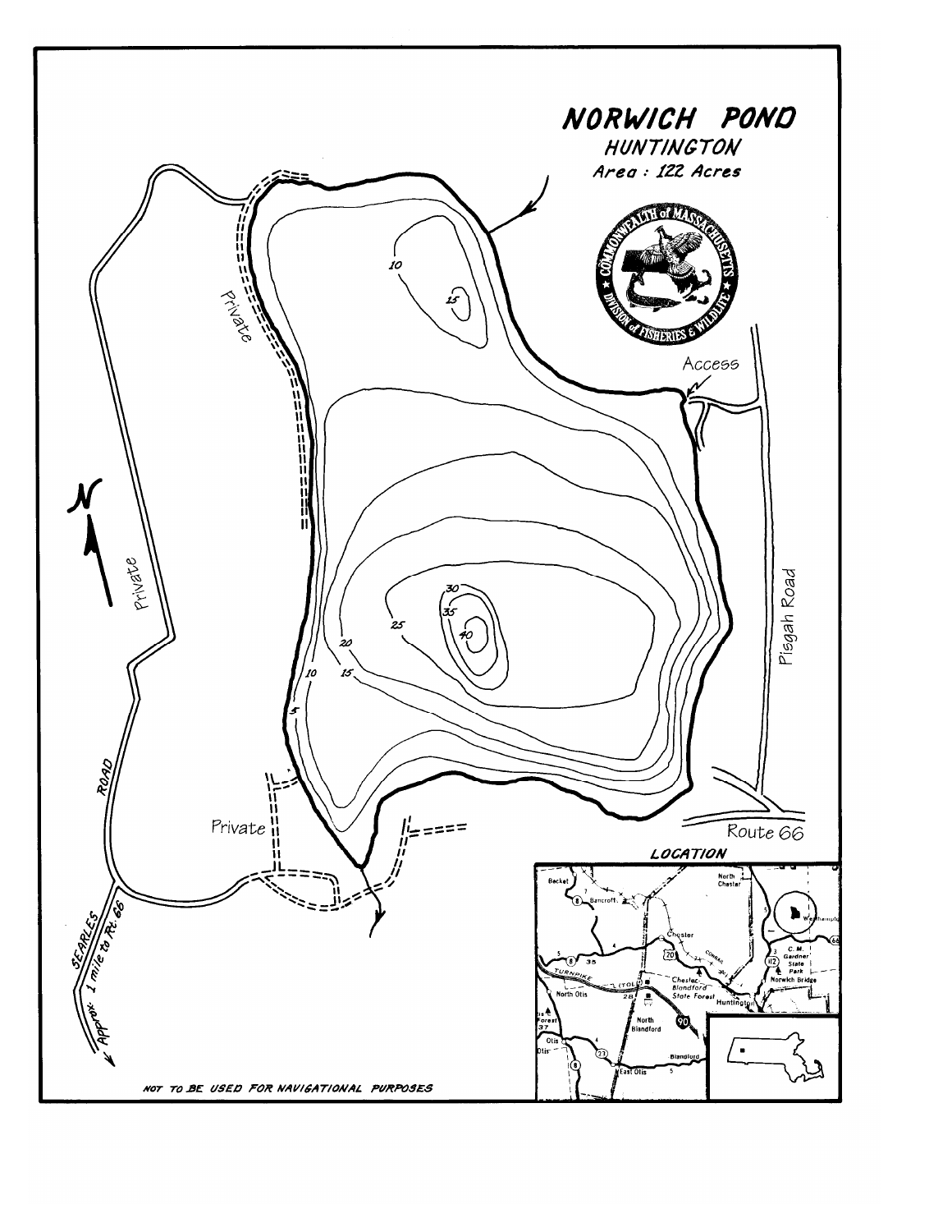# NORWICH POND

## HUNTINGTON

*Area : 122 Acres*

Access

Private

Private

Private

Pisgah Road

Route 66

ROAD

SEARLES

Approx. 1 mile to Rt. 66

N

10

15

30

35

40

25

20

10

15

5

**LOCATION**

NOT TO BE USED FOR NAVIGATIONAL PURPOSES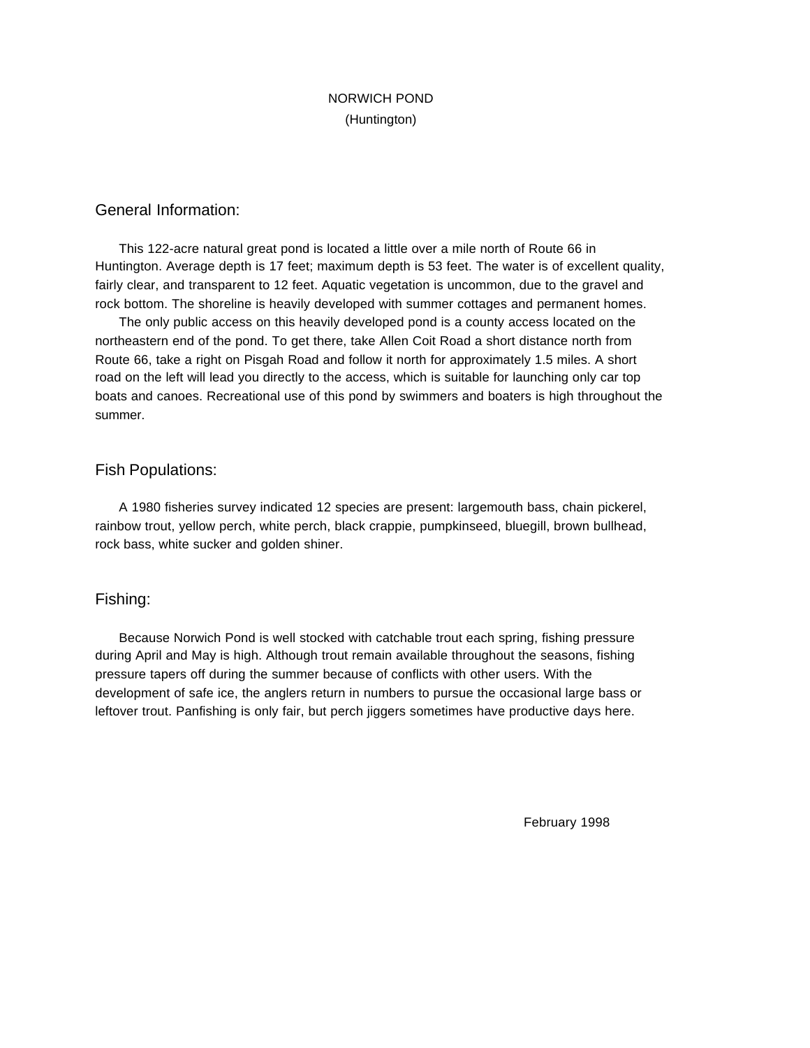# NORWICH POND
(Huntington)

## General Information:

This 122-acre natural great pond is located a little over a mile north of Route 66 in Huntington. Average depth is 17 feet; maximum depth is 53 feet. The water is of excellent quality, fairly clear, and transparent to 12 feet. Aquatic vegetation is uncommon, due to the gravel and rock bottom. The shoreline is heavily developed with summer cottages and permanent homes.

The only public access on this heavily developed pond is a county access located on the northeastern end of the pond. To get there, take Allen Coit Road a short distance north from Route 66, take a right on Pisgah Road and follow it north for approximately 1.5 miles. A short road on the left will lead you directly to the access, which is suitable for launching only car top boats and canoes. Recreational use of this pond by swimmers and boaters is high throughout the summer.

## Fish Populations:

A 1980 fisheries survey indicated 12 species are present: largemouth bass, chain pickerel, rainbow trout, yellow perch, white perch, black crappie, pumpkinseed, bluegill, brown bullhead, rock bass, white sucker and golden shiner.

## Fishing:

Because Norwich Pond is well stocked with catchable trout each spring, fishing pressure during April and May is high. Although trout remain available throughout the seasons, fishing pressure tapers off during the summer because of conflicts with other users. With the development of safe ice, the anglers return in numbers to pursue the occasional large bass or leftover trout. Panfishing is only fair, but perch jiggers sometimes have productive days here.

February 1998